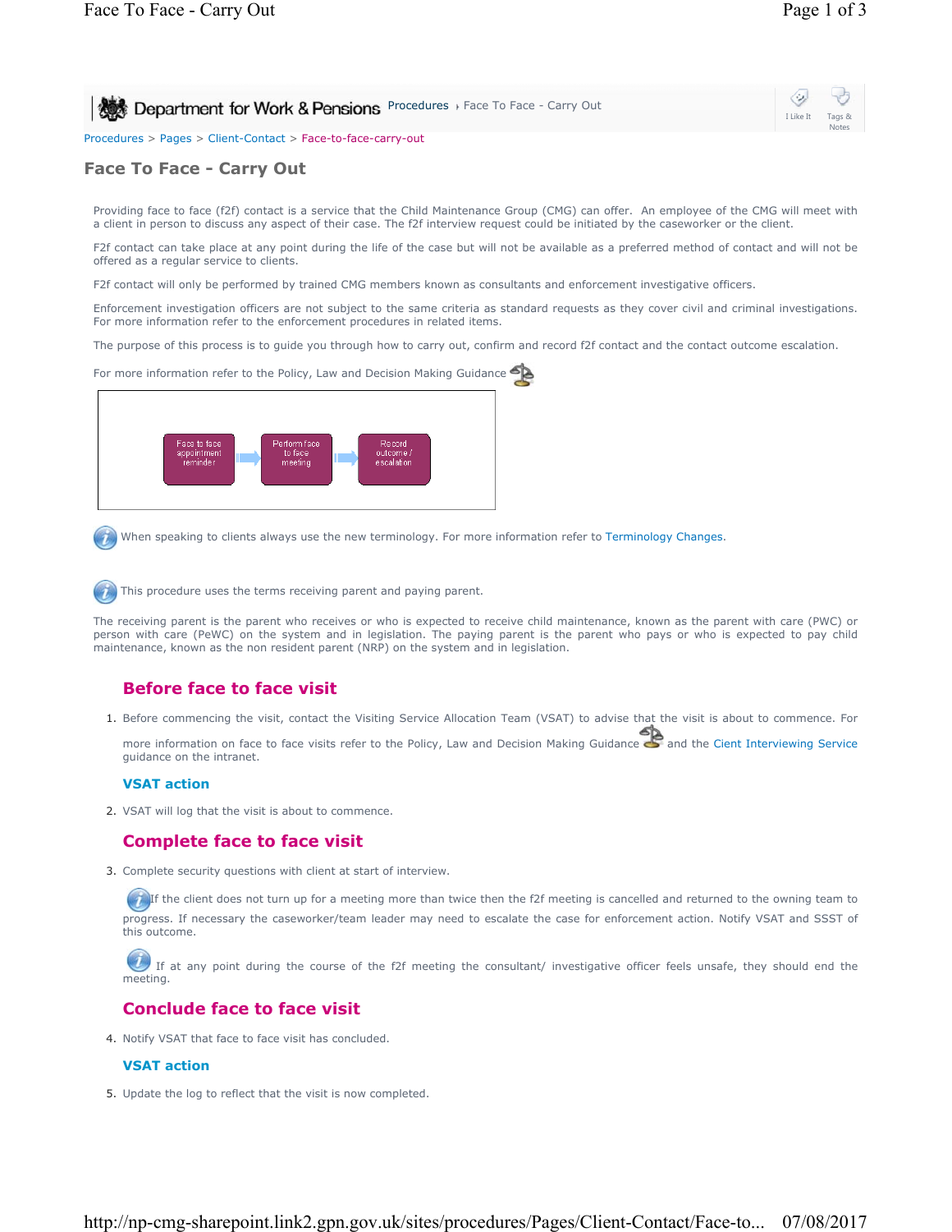Procedures > Pages > Client-Contact > Face-to-face-carry-out

# Face To Face - Carry Out

Providing face to face (f2f) contact is a service that the Child Maintenance Group (CMG) can offer. An employee of the CMG will meet with a client in person to discuss any aspect of their case. The f2f interview request could be initiated by the caseworker or the client.

F2f contact can take place at any point during the life of the case but will not be available as a preferred method of contact and will not be offered as a regular service to clients.

F2f contact will only be performed by trained CMG members known as consultants and enforcement investigative officers.

Enforcement investigation officers are not subject to the same criteria as standard requests as they cover civil and criminal investigations. For more information refer to the enforcement procedures in related items.

The purpose of this process is to guide you through how to carry out, confirm and record f2f contact and the contact outcome escalation.

For more information refer to the Policy, Law and Decision Making Guidance

Face to face appointment reminder → Perform face to face meeting → Record outcome / escalation

When speaking to clients always use the new terminology. For more information refer to Terminology Changes.

This procedure uses the terms receiving parent and paying parent.

The receiving parent is the parent who receives or who is expected to receive child maintenance, known as the parent with care (PWC) or person with care (PeWC) on the system and in legislation. The paying parent is the parent who pays or who is expected to pay child maintenance, known as the non resident parent (NRP) on the system and in legislation.

## Before face to face visit

1. Before commencing the visit, contact the Visiting Service Allocation Team (VSAT) to advise that the visit is about to commence. For more information on face to face visits refer to the Policy, Law and Decision Making Guidance and the Cient Interviewing Service guidance on the intranet.

### VSAT action

2. VSAT will log that the visit is about to commence.

## Complete face to face visit

3. Complete security questions with client at start of interview.

   If the client does not turn up for a meeting more than twice then the f2f meeting is cancelled and returned to the owning team to progress. If necessary the caseworker/team leader may need to escalate the case for enforcement action. Notify VSAT and SSST of this outcome.

   If at any point during the course of the f2f meeting the consultant/ investigative officer feels unsafe, they should end the meeting.

## Conclude face to face visit

4. Notify VSAT that face to face visit has concluded.

### VSAT action

5. Update the log to reflect that the visit is now completed.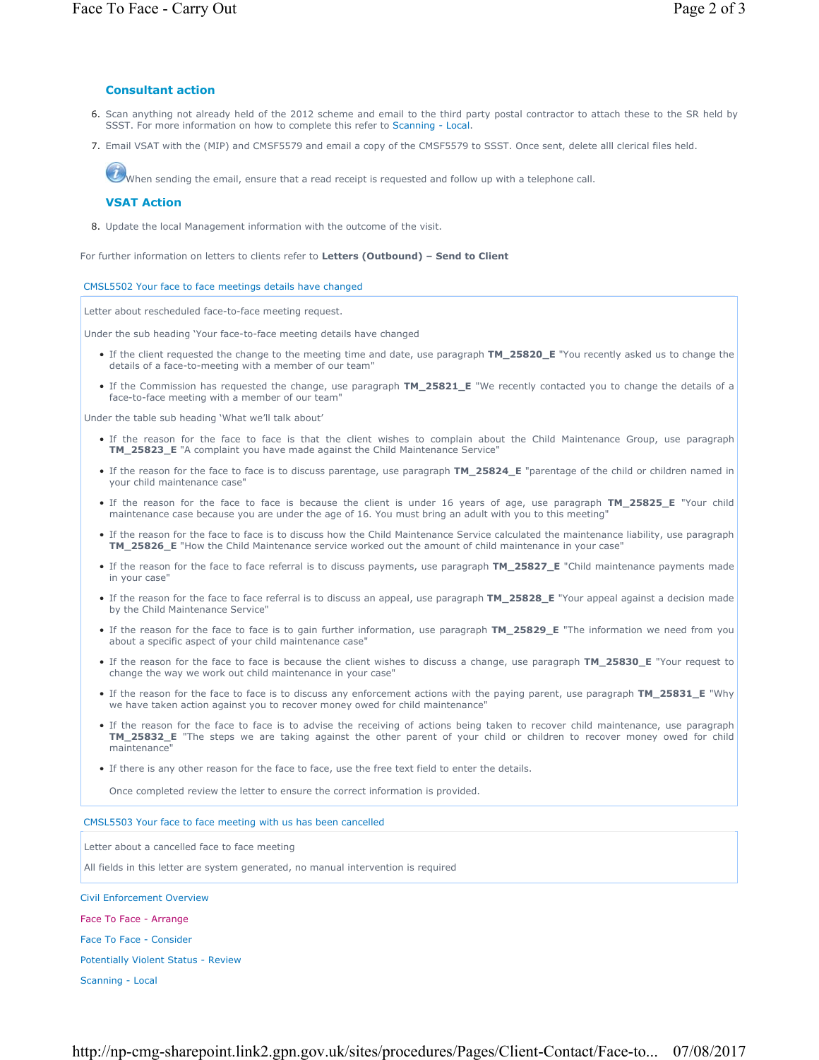### Consultant action

6. Scan anything not already held of the 2012 scheme and email to the third party postal contractor to attach these to the SR held by SSST. For more information on how to complete this refer to Scanning - Local.
7. Email VSAT with the (MIP) and CMSF5579 and email a copy of the CMSF5579 to SSST. Once sent, delete alll clerical files held.

When sending the email, ensure that a read receipt is requested and follow up with a telephone call.

### VSAT Action

8. Update the local Management information with the outcome of the visit.

For further information on letters to clients refer to **Letters (Outbound) – Send to Client**

CMSL5502 Your face to face meetings details have changed

Letter about rescheduled face-to-face meeting request.

Under the sub heading 'Your face-to-face meeting details have changed

- If the client requested the change to the meeting time and date, use paragraph **TM_25820_E** "You recently asked us to change the details of a face-to-meeting with a member of our team"
- If the Commission has requested the change, use paragraph **TM_25821_E** "We recently contacted you to change the details of a face-to-face meeting with a member of our team"

Under the table sub heading 'What we'll talk about'

- If the reason for the face to face is that the client wishes to complain about the Child Maintenance Group, use paragraph **TM_25823_E** "A complaint you have made against the Child Maintenance Service"
- If the reason for the face to face is to discuss parentage, use paragraph **TM_25824_E** "parentage of the child or children named in your child maintenance case"
- If the reason for the face to face is because the client is under 16 years of age, use paragraph **TM_25825_E** "Your child maintenance case because you are under the age of 16. You must bring an adult with you to this meeting"
- If the reason for the face to face is to discuss how the Child Maintenance Service calculated the maintenance liability, use paragraph **TM_25826_E** "How the Child Maintenance service worked out the amount of child maintenance in your case"
- If the reason for the face to face referral is to discuss payments, use paragraph **TM_25827_E** "Child maintenance payments made in your case"
- If the reason for the face to face referral is to discuss an appeal, use paragraph **TM_25828_E** "Your appeal against a decision made by the Child Maintenance Service"
- If the reason for the face to face is to gain further information, use paragraph **TM_25829_E** "The information we need from you about a specific aspect of your child maintenance case"
- If the reason for the face to face is because the client wishes to discuss a change, use paragraph **TM_25830_E** "Your request to change the way we work out child maintenance in your case"
- If the reason for the face to face is to discuss any enforcement actions with the paying parent, use paragraph **TM_25831_E** "Why we have taken action against you to recover money owed for child maintenance"
- If the reason for the face to face is to advise the receiving of actions being taken to recover child maintenance, use paragraph **TM_25832_E** "The steps we are taking against the other parent of your child or children to recover money owed for child maintenance"
- If there is any other reason for the face to face, use the free text field to enter the details.

  Once completed review the letter to ensure the correct information is provided.

CMSL5503 Your face to face meeting with us has been cancelled

Letter about a cancelled face to face meeting

All fields in this letter are system generated, no manual intervention is required

Civil Enforcement Overview

Face To Face - Arrange

Face To Face - Consider

Potentially Violent Status - Review

Scanning - Local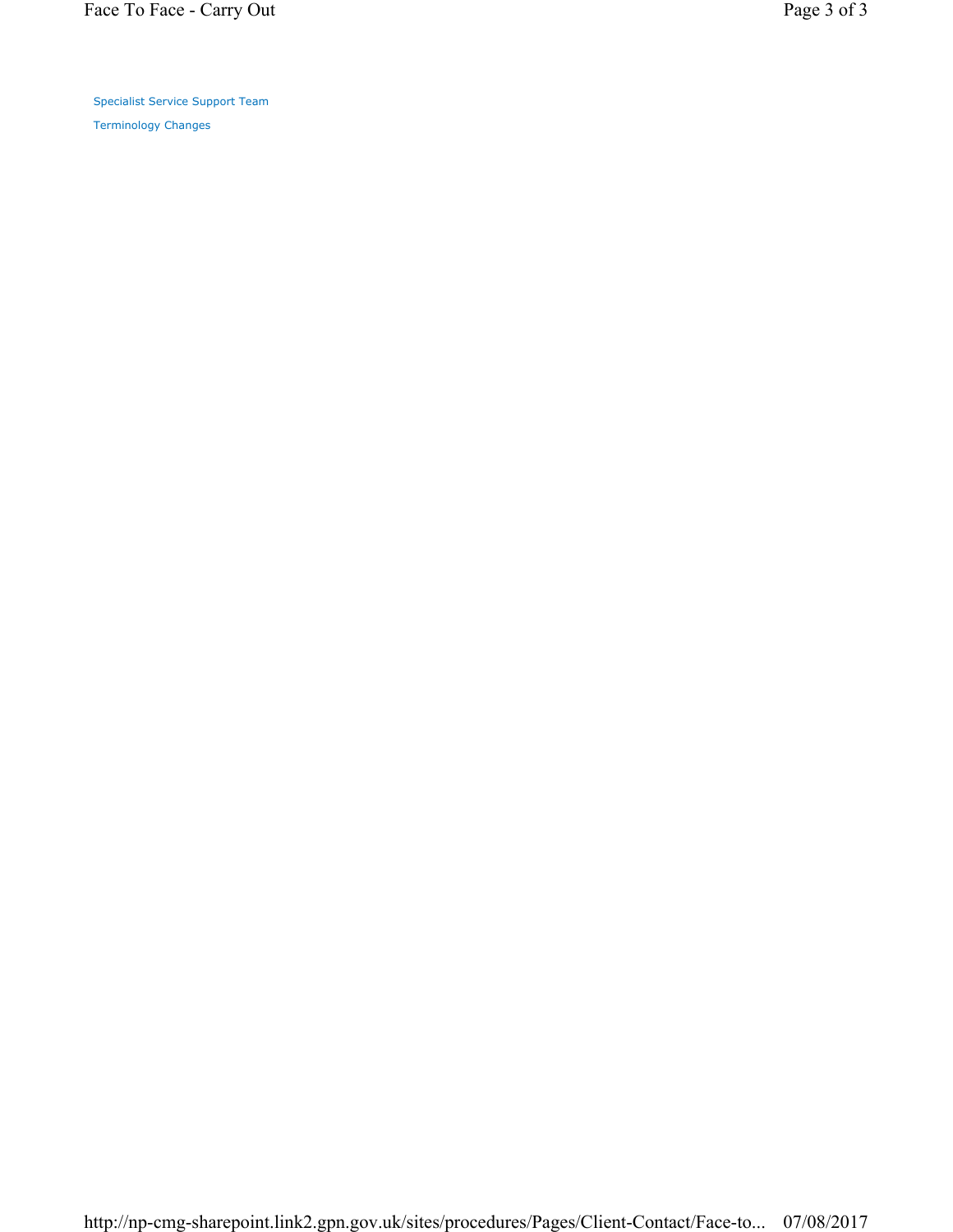Specialist Service Support Team

Terminology Changes